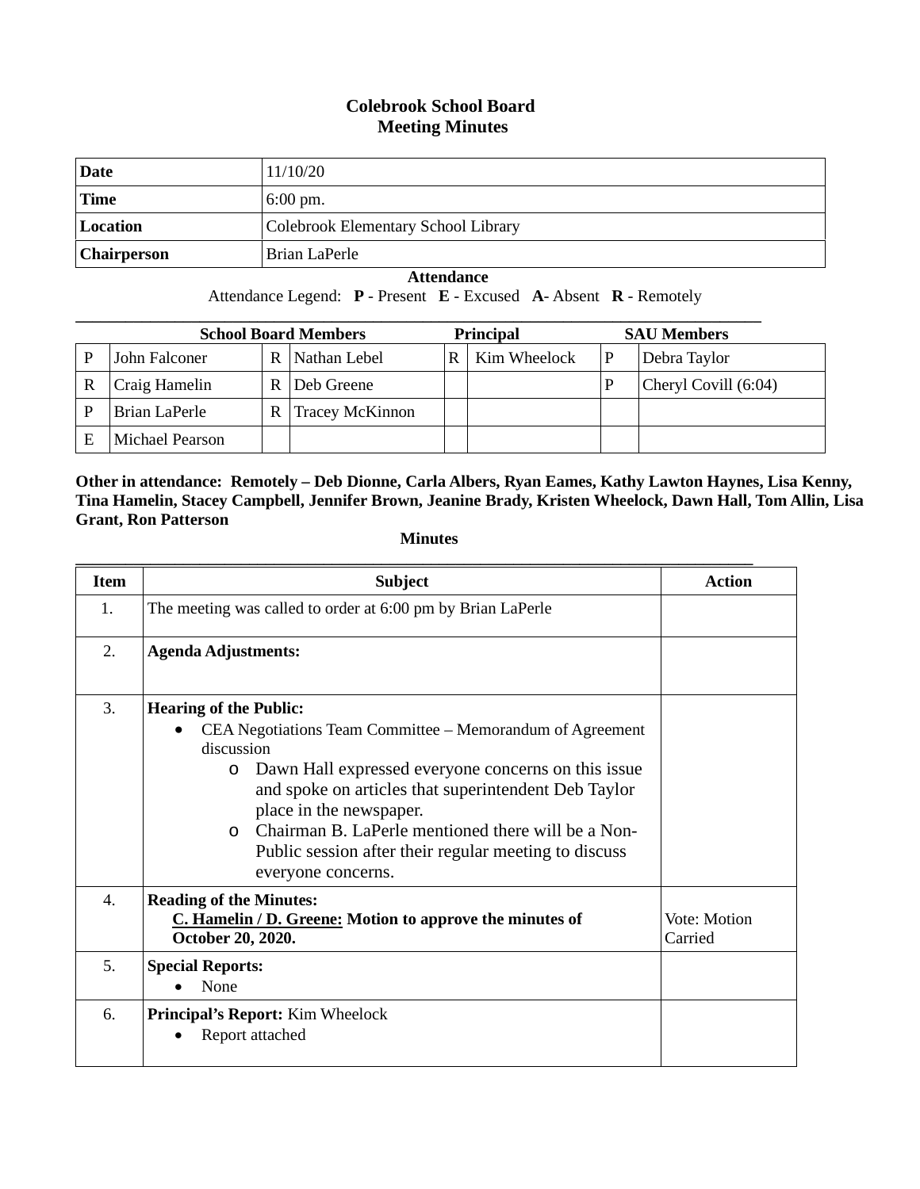# Colebrook School Board
## Meeting Minutes

| Date | 11/10/20 |
| --- | --- |
| Time | 6:00 pm. |
| Location | Colebrook Elementary School Library |
| Chairperson | Brian LaPerle |

**Attendance**

Attendance Legend: **P** - Present **E** - Excused **A**- Absent **R** - Remotely

| School Board Members | | | | Principal | | SAU Members | |
| --- | --- | --- | --- | --- | --- | --- | --- |
| P | John Falconer | R | Nathan Lebel | R | Kim Wheelock | P | Debra Taylor |
| R | Craig Hamelin | R | Deb Greene | | | P | Cheryl Covill (6:04) |
| P | Brian LaPerle | R | Tracey McKinnon | | | | |
| E | Michael Pearson | | | | | | |

**Other in attendance: Remotely – Deb Dionne, Carla Albers, Ryan Eames, Kathy Lawton Haynes, Lisa Kenny, Tina Hamelin, Stacey Campbell, Jennifer Brown, Jeanine Brady, Kristen Wheelock, Dawn Hall, Tom Allin, Lisa Grant, Ron Patterson**

**Minutes**

| Item | Subject | Action |
| --- | --- | --- |
| 1. | The meeting was called to order at 6:00 pm by Brian LaPerle | |
| 2. | **Agenda Adjustments:** | |
| 3. | **Hearing of the Public:**<br>• CEA Negotiations Team Committee – Memorandum of Agreement discussion<br>  o Dawn Hall expressed everyone concerns on this issue and spoke on articles that superintendent Deb Taylor place in the newspaper.<br>  o Chairman B. LaPerle mentioned there will be a Non-Public session after their regular meeting to discuss everyone concerns. | |
| 4. | **Reading of the Minutes:**<br>**<u>C. Hamelin / D. Greene:</u> Motion to approve the minutes of October 20, 2020.** | Vote: Motion Carried |
| 5. | **Special Reports:**<br>• None | |
| 6. | **Principal's Report:** Kim Wheelock<br>• Report attached | |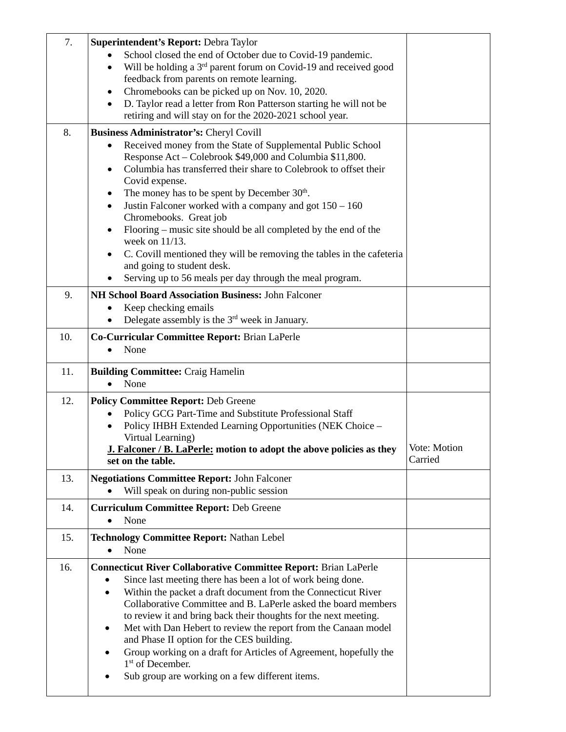| | | |
|---|---|---|
| 7. | **Superintendent's Report:** Debra Taylor<br>• School closed the end of October due to Covid-19 pandemic.<br>• Will be holding a 3rd parent forum on Covid-19 and received good feedback from parents on remote learning.<br>• Chromebooks can be picked up on Nov. 10, 2020.<br>• D. Taylor read a letter from Ron Patterson starting he will not be retiring and will stay on for the 2020-2021 school year. | |
| 8. | **Business Administrator's:** Cheryl Covill<br>• Received money from the State of Supplemental Public School Response Act – Colebrook $49,000 and Columbia $11,800.<br>• Columbia has transferred their share to Colebrook to offset their Covid expense.<br>• The money has to be spent by December 30th.<br>• Justin Falconer worked with a company and got 150 – 160 Chromebooks. Great job<br>• Flooring – music site should be all completed by the end of the week on 11/13.<br>• C. Covill mentioned they will be removing the tables in the cafeteria and going to student desk.<br>• Serving up to 56 meals per day through the meal program. | |
| 9. | **NH School Board Association Business:** John Falconer<br>• Keep checking emails<br>• Delegate assembly is the 3rd week in January. | |
| 10. | **Co-Curricular Committee Report:** Brian LaPerle<br>• None | |
| 11. | **Building Committee:** Craig Hamelin<br>• None | |
| 12. | **Policy Committee Report:** Deb Greene<br>• Policy GCG Part-Time and Substitute Professional Staff<br>• Policy IHBH Extended Learning Opportunities (NEK Choice – Virtual Learning)<br>**<u>J. Falconer / B. LaPerle:</u> motion to adopt the above policies as they set on the table.** | Vote: Motion Carried |
| 13. | **Negotiations Committee Report:** John Falconer<br>• Will speak on during non-public session | |
| 14. | **Curriculum Committee Report:** Deb Greene<br>• None | |
| 15. | **Technology Committee Report:** Nathan Lebel<br>• None | |
| 16. | **Connecticut River Collaborative Committee Report:** Brian LaPerle<br>• Since last meeting there has been a lot of work being done.<br>• Within the packet a draft document from the Connecticut River Collaborative Committee and B. LaPerle asked the board members to review it and bring back their thoughts for the next meeting.<br>• Met with Dan Hebert to review the report from the Canaan model and Phase II option for the CES building.<br>• Group working on a draft for Articles of Agreement, hopefully the 1st of December.<br>• Sub group are working on a few different items. | |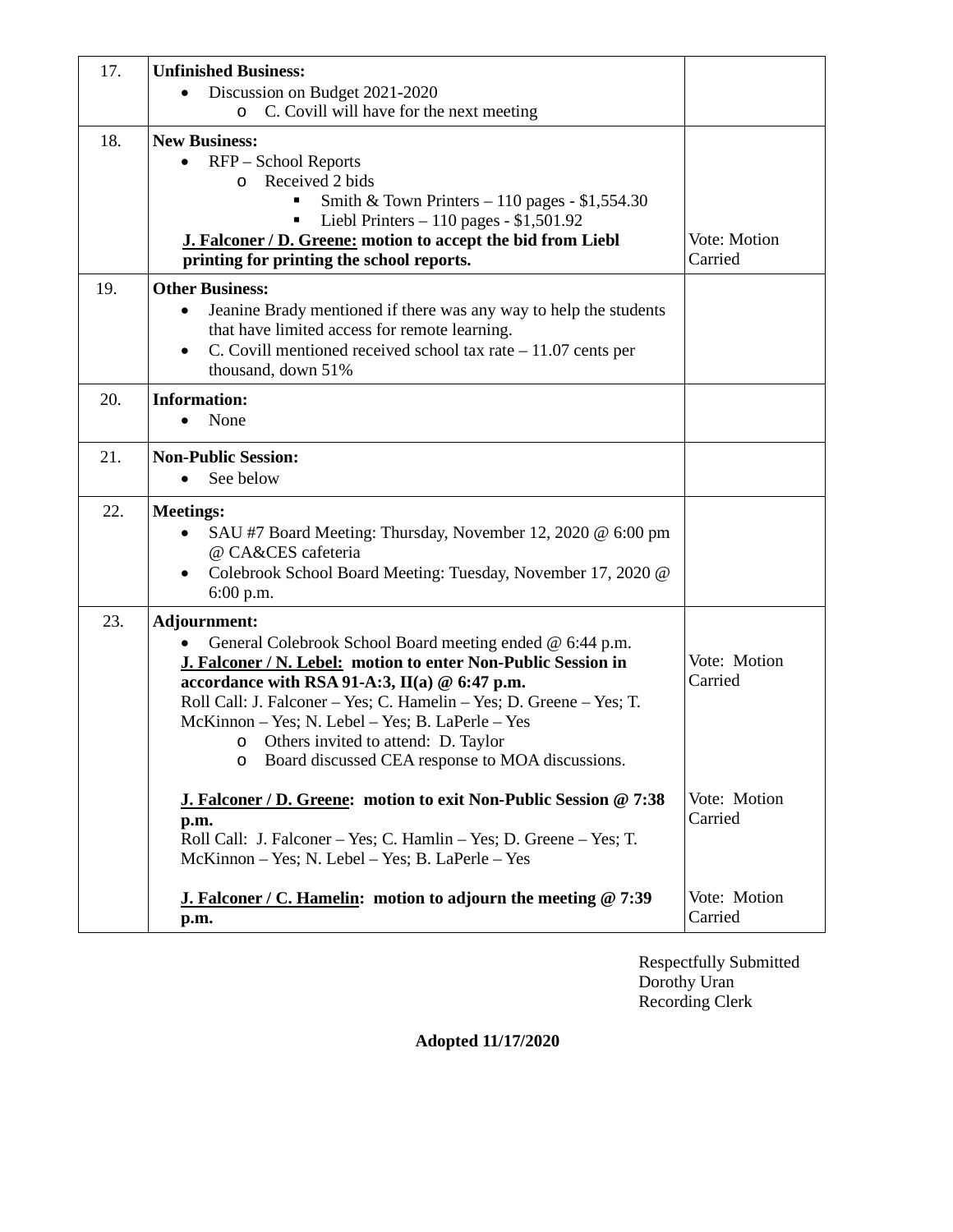| | | |
|---|---|---|
| 17. | **Unfinished Business:**<br>• Discussion on Budget 2021-2020<br>  o C. Covill will have for the next meeting | |
| 18. | **New Business:**<br>• RFP – School Reports<br>  o Received 2 bids<br>    ▪ Smith & Town Printers – 110 pages - $1,554.30<br>    ▪ Liebl Printers – 110 pages - $1,501.92<br>**<u>J. Falconer / D. Greene:</u> motion to accept the bid from Liebl printing for printing the school reports.** | Vote: Motion Carried |
| 19. | **Other Business:**<br>• Jeanine Brady mentioned if there was any way to help the students that have limited access for remote learning.<br>• C. Covill mentioned received school tax rate – 11.07 cents per thousand, down 51% | |
| 20. | **Information:**<br>• None | |
| 21. | **Non-Public Session:**<br>• See below | |
| 22. | **Meetings:**<br>• SAU #7 Board Meeting: Thursday, November 12, 2020 @ 6:00 pm @ CA&CES cafeteria<br>• Colebrook School Board Meeting: Tuesday, November 17, 2020 @ 6:00 p.m. | |
| 23. | **Adjournment:**<br>• General Colebrook School Board meeting ended @ 6:44 p.m.<br>**<u>J. Falconer / N. Lebel:</u> motion to enter Non-Public Session in accordance with RSA 91-A:3, II(a) @ 6:47 p.m.**<br>Roll Call: J. Falconer – Yes; C. Hamelin – Yes; D. Greene – Yes; T. McKinnon – Yes; N. Lebel – Yes; B. LaPerle – Yes<br>  o Others invited to attend: D. Taylor<br>  o Board discussed CEA response to MOA discussions.<br><br>**<u>J. Falconer / D. Greene</u>: motion to exit Non-Public Session @ 7:38 p.m.**<br>Roll Call: J. Falconer – Yes; C. Hamlin – Yes; D. Greene – Yes; T. McKinnon – Yes; N. Lebel – Yes; B. LaPerle – Yes<br><br>**<u>J. Falconer / C. Hamelin</u>: motion to adjourn the meeting @ 7:39 p.m.** | Vote: Motion Carried<br><br>Vote: Motion Carried<br><br>Vote: Motion Carried |

Respectfully Submitted
Dorothy Uran
Recording Clerk

**Adopted 11/17/2020**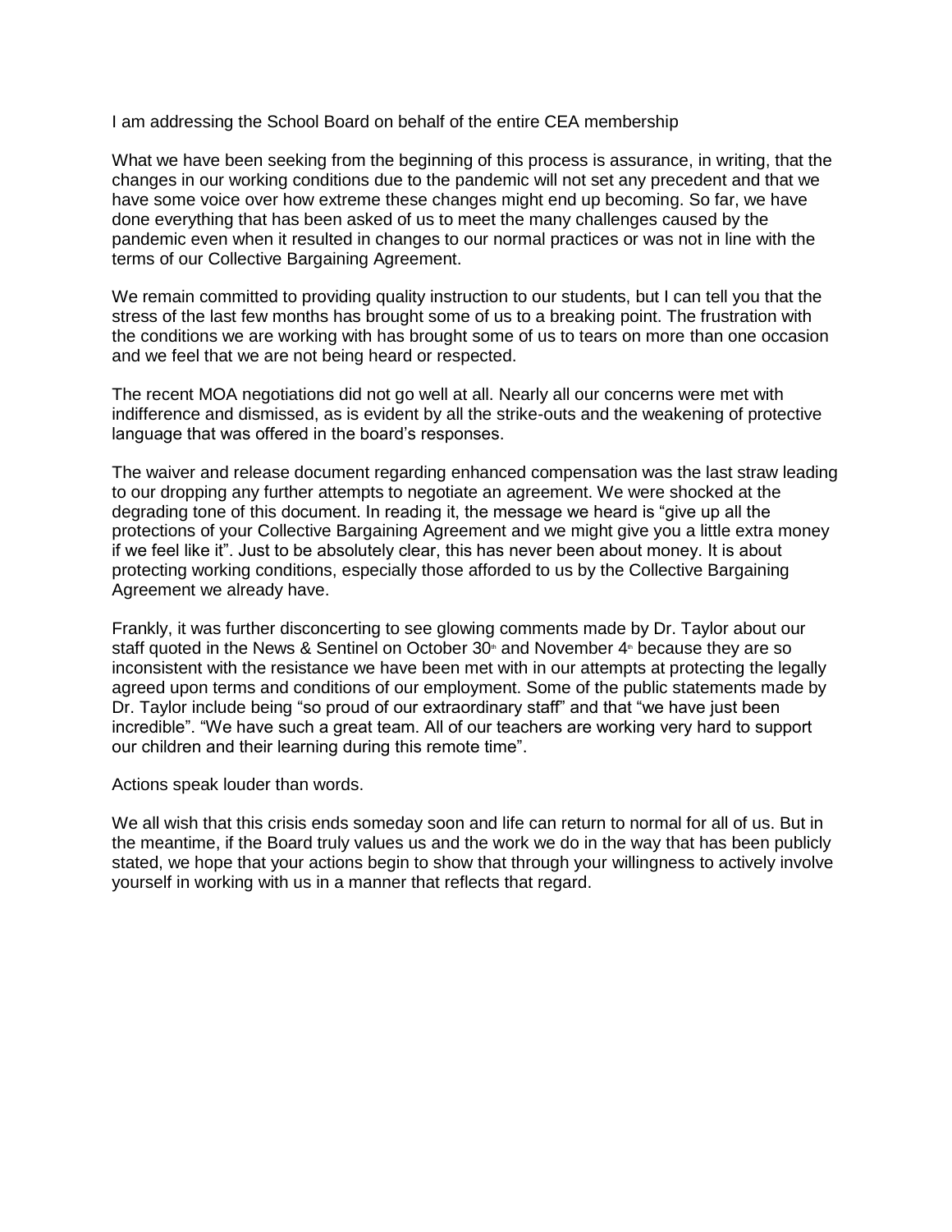I am addressing the School Board on behalf of the entire CEA membership

What we have been seeking from the beginning of this process is assurance, in writing, that the changes in our working conditions due to the pandemic will not set any precedent and that we have some voice over how extreme these changes might end up becoming. So far, we have done everything that has been asked of us to meet the many challenges caused by the pandemic even when it resulted in changes to our normal practices or was not in line with the terms of our Collective Bargaining Agreement.

We remain committed to providing quality instruction to our students, but I can tell you that the stress of the last few months has brought some of us to a breaking point. The frustration with the conditions we are working with has brought some of us to tears on more than one occasion and we feel that we are not being heard or respected.

The recent MOA negotiations did not go well at all. Nearly all our concerns were met with indifference and dismissed, as is evident by all the strike-outs and the weakening of protective language that was offered in the board's responses.

The waiver and release document regarding enhanced compensation was the last straw leading to our dropping any further attempts to negotiate an agreement. We were shocked at the degrading tone of this document. In reading it, the message we heard is "give up all the protections of your Collective Bargaining Agreement and we might give you a little extra money if we feel like it". Just to be absolutely clear, this has never been about money. It is about protecting working conditions, especially those afforded to us by the Collective Bargaining Agreement we already have.

Frankly, it was further disconcerting to see glowing comments made by Dr. Taylor about our staff quoted in the News & Sentinel on October 30th and November 4th because they are so inconsistent with the resistance we have been met with in our attempts at protecting the legally agreed upon terms and conditions of our employment. Some of the public statements made by Dr. Taylor include being "so proud of our extraordinary staff" and that "we have just been incredible". "We have such a great team. All of our teachers are working very hard to support our children and their learning during this remote time".

Actions speak louder than words.

We all wish that this crisis ends someday soon and life can return to normal for all of us. But in the meantime, if the Board truly values us and the work we do in the way that has been publicly stated, we hope that your actions begin to show that through your willingness to actively involve yourself in working with us in a manner that reflects that regard.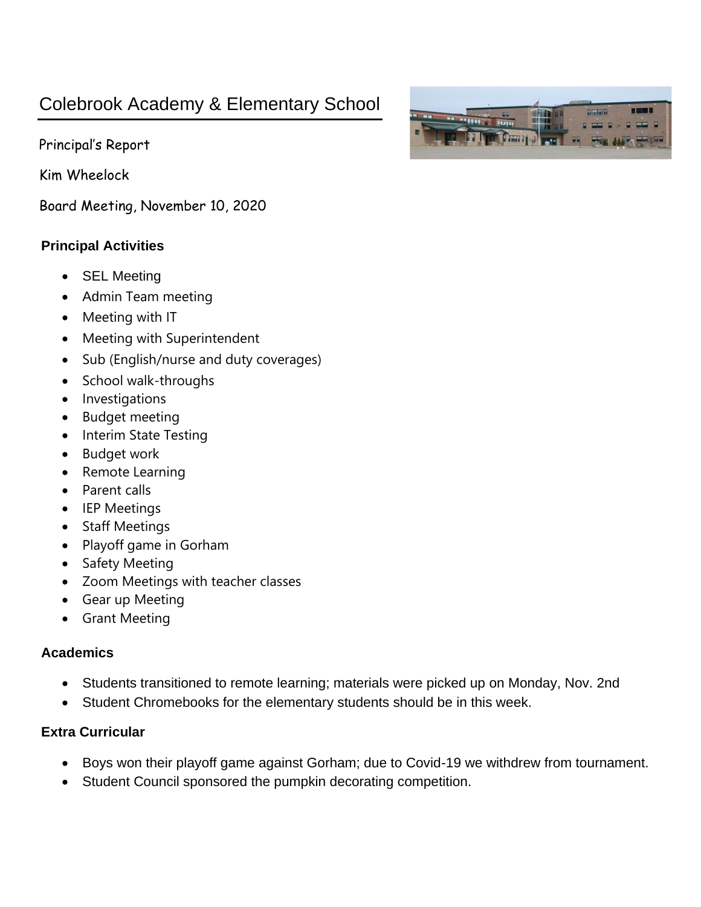# Colebrook Academy & Elementary School

Principal's Report

Kim Wheelock

Board Meeting, November 10, 2020

### Principal Activities

- SEL Meeting
- Admin Team meeting
- Meeting with IT
- Meeting with Superintendent
- Sub (English/nurse and duty coverages)
- School walk-throughs
- Investigations
- Budget meeting
- Interim State Testing
- Budget work
- Remote Learning
- Parent calls
- IEP Meetings
- Staff Meetings
- Playoff game in Gorham
- Safety Meeting
- Zoom Meetings with teacher classes
- Gear up Meeting
- Grant Meeting

### Academics

- Students transitioned to remote learning; materials were picked up on Monday, Nov. 2nd
- Student Chromebooks for the elementary students should be in this week.

### Extra Curricular

- Boys won their playoff game against Gorham; due to Covid-19 we withdrew from tournament.
- Student Council sponsored the pumpkin decorating competition.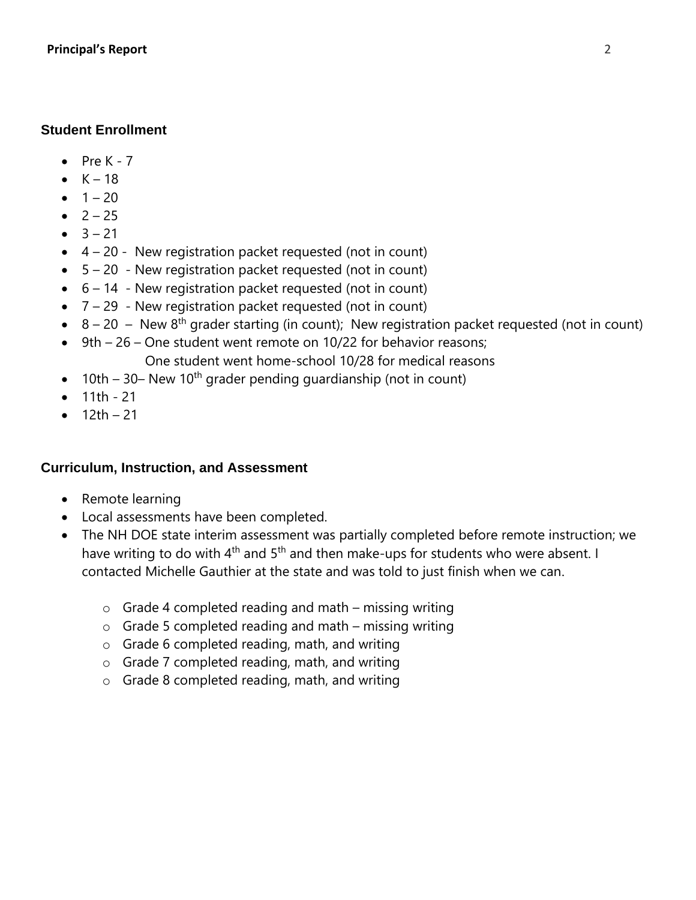## Student Enrollment

- Pre K - 7
- K – 18
- 1 – 20
- 2 – 25
- 3 – 21
- 4 – 20 - New registration packet requested (not in count)
- 5 – 20 - New registration packet requested (not in count)
- 6 – 14 - New registration packet requested (not in count)
- 7 – 29 - New registration packet requested (not in count)
- 8 – 20 – New 8th grader starting (in count); New registration packet requested (not in count)
- 9th – 26 – One student went remote on 10/22 for behavior reasons;
  One student went home-school 10/28 for medical reasons
- 10th – 30– New 10th grader pending guardianship (not in count)
- 11th - 21
- 12th – 21

## Curriculum, Instruction, and Assessment

- Remote learning
- Local assessments have been completed.
- The NH DOE state interim assessment was partially completed before remote instruction; we have writing to do with 4th and 5th and then make-ups for students who were absent. I contacted Michelle Gauthier at the state and was told to just finish when we can.
  - Grade 4 completed reading and math – missing writing
  - Grade 5 completed reading and math – missing writing
  - Grade 6 completed reading, math, and writing
  - Grade 7 completed reading, math, and writing
  - Grade 8 completed reading, math, and writing